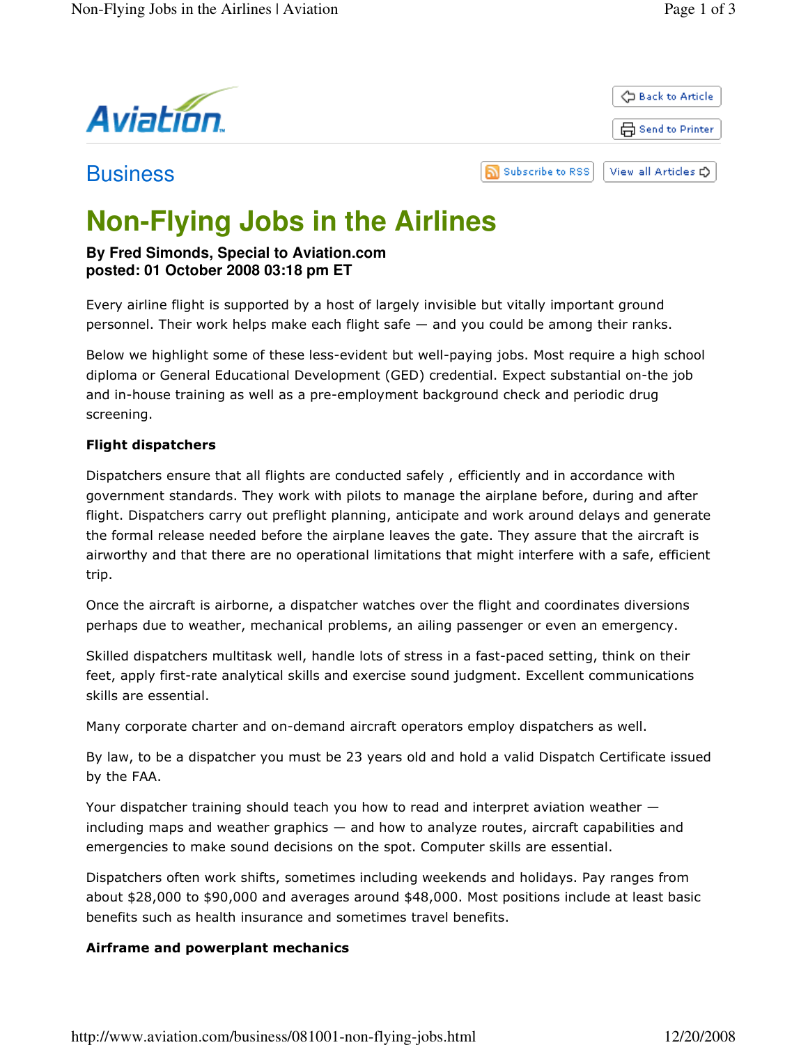Aviation

Back to Article

Send to Printer

## Business

Subscribe to RSS | View all Articles

# Non-Flying Jobs in the Airlines

**By Fred Simonds, Special to Aviation.com**
**posted: 01 October 2008 03:18 pm ET**

Every airline flight is supported by a host of largely invisible but vitally important ground personnel. Their work helps make each flight safe — and you could be among their ranks.

Below we highlight some of these less-evident but well-paying jobs. Most require a high school diploma or General Educational Development (GED) credential. Expect substantial on-the job and in-house training as well as a pre-employment background check and periodic drug screening.

**Flight dispatchers**

Dispatchers ensure that all flights are conducted safely , efficiently and in accordance with government standards. They work with pilots to manage the airplane before, during and after flight. Dispatchers carry out preflight planning, anticipate and work around delays and generate the formal release needed before the airplane leaves the gate. They assure that the aircraft is airworthy and that there are no operational limitations that might interfere with a safe, efficient trip.

Once the aircraft is airborne, a dispatcher watches over the flight and coordinates diversions perhaps due to weather, mechanical problems, an ailing passenger or even an emergency.

Skilled dispatchers multitask well, handle lots of stress in a fast-paced setting, think on their feet, apply first-rate analytical skills and exercise sound judgment. Excellent communications skills are essential.

Many corporate charter and on-demand aircraft operators employ dispatchers as well.

By law, to be a dispatcher you must be 23 years old and hold a valid Dispatch Certificate issued by the FAA.

Your dispatcher training should teach you how to read and interpret aviation weather — including maps and weather graphics — and how to analyze routes, aircraft capabilities and emergencies to make sound decisions on the spot. Computer skills are essential.

Dispatchers often work shifts, sometimes including weekends and holidays. Pay ranges from about $28,000 to $90,000 and averages around $48,000. Most positions include at least basic benefits such as health insurance and sometimes travel benefits.

**Airframe and powerplant mechanics**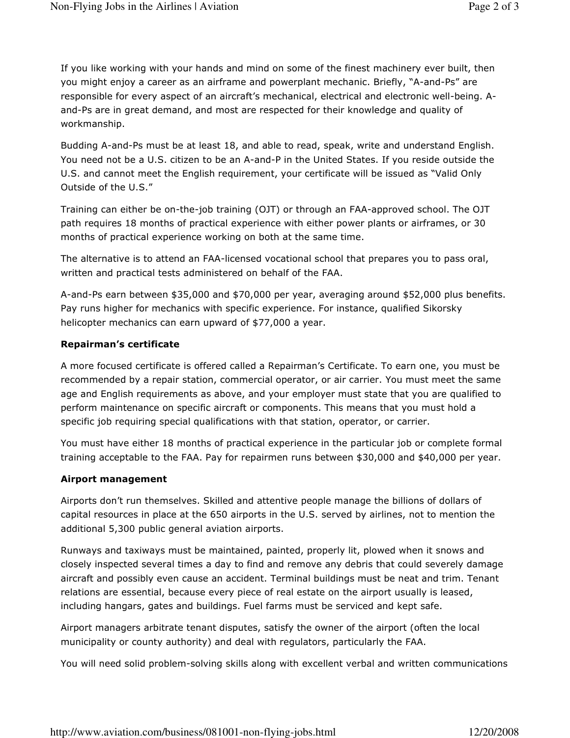If you like working with your hands and mind on some of the finest machinery ever built, then you might enjoy a career as an airframe and powerplant mechanic. Briefly, "A-and-Ps" are responsible for every aspect of an aircraft's mechanical, electrical and electronic well-being. A-and-Ps are in great demand, and most are respected for their knowledge and quality of workmanship.

Budding A-and-Ps must be at least 18, and able to read, speak, write and understand English. You need not be a U.S. citizen to be an A-and-P in the United States. If you reside outside the U.S. and cannot meet the English requirement, your certificate will be issued as "Valid Only Outside of the U.S."

Training can either be on-the-job training (OJT) or through an FAA-approved school. The OJT path requires 18 months of practical experience with either power plants or airframes, or 30 months of practical experience working on both at the same time.

The alternative is to attend an FAA-licensed vocational school that prepares you to pass oral, written and practical tests administered on behalf of the FAA.

A-and-Ps earn between $35,000 and $70,000 per year, averaging around $52,000 plus benefits. Pay runs higher for mechanics with specific experience. For instance, qualified Sikorsky helicopter mechanics can earn upward of $77,000 a year.

**Repairman's certificate**

A more focused certificate is offered called a Repairman's Certificate. To earn one, you must be recommended by a repair station, commercial operator, or air carrier. You must meet the same age and English requirements as above, and your employer must state that you are qualified to perform maintenance on specific aircraft or components. This means that you must hold a specific job requiring special qualifications with that station, operator, or carrier.

You must have either 18 months of practical experience in the particular job or complete formal training acceptable to the FAA. Pay for repairmen runs between $30,000 and $40,000 per year.

**Airport management**

Airports don't run themselves. Skilled and attentive people manage the billions of dollars of capital resources in place at the 650 airports in the U.S. served by airlines, not to mention the additional 5,300 public general aviation airports.

Runways and taxiways must be maintained, painted, properly lit, plowed when it snows and closely inspected several times a day to find and remove any debris that could severely damage aircraft and possibly even cause an accident. Terminal buildings must be neat and trim. Tenant relations are essential, because every piece of real estate on the airport usually is leased, including hangars, gates and buildings. Fuel farms must be serviced and kept safe.

Airport managers arbitrate tenant disputes, satisfy the owner of the airport (often the local municipality or county authority) and deal with regulators, particularly the FAA.

You will need solid problem-solving skills along with excellent verbal and written communications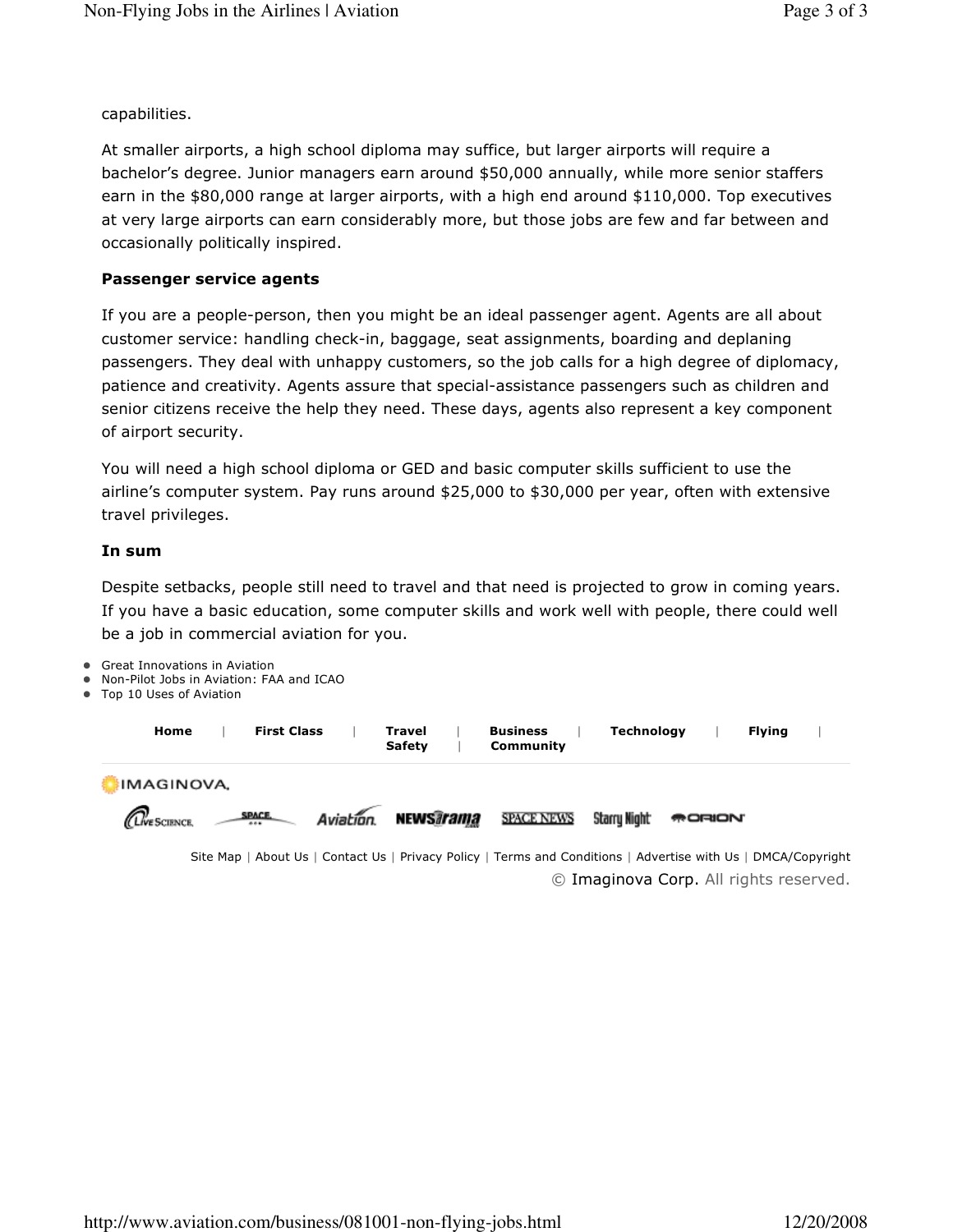capabilities.

At smaller airports, a high school diploma may suffice, but larger airports will require a bachelor's degree. Junior managers earn around $50,000 annually, while more senior staffers earn in the $80,000 range at larger airports, with a high end around $110,000. Top executives at very large airports can earn considerably more, but those jobs are few and far between and occasionally politically inspired.

**Passenger service agents**

If you are a people-person, then you might be an ideal passenger agent. Agents are all about customer service: handling check-in, baggage, seat assignments, boarding and deplaning passengers. They deal with unhappy customers, so the job calls for a high degree of diplomacy, patience and creativity. Agents assure that special-assistance passengers such as children and senior citizens receive the help they need. These days, agents also represent a key component of airport security.

You will need a high school diploma or GED and basic computer skills sufficient to use the airline's computer system. Pay runs around $25,000 to $30,000 per year, often with extensive travel privileges.

**In sum**

Despite setbacks, people still need to travel and that need is projected to grow in coming years. If you have a basic education, some computer skills and work well with people, there could well be a job in commercial aviation for you.

- Great Innovations in Aviation
- Non-Pilot Jobs in Aviation: FAA and ICAO
- Top 10 Uses of Aviation

**Home** | **First Class** | **Travel Safety** | **Business Community** | **Technology** | **Flying** |

IMAGINOVA

LiveScience SPACE Aviation NEWSarama SPACE NEWS Starry Night ORION

Site Map | About Us | Contact Us | Privacy Policy | Terms and Conditions | Advertise with Us | DMCA/Copyright

© Imaginova Corp. All rights reserved.